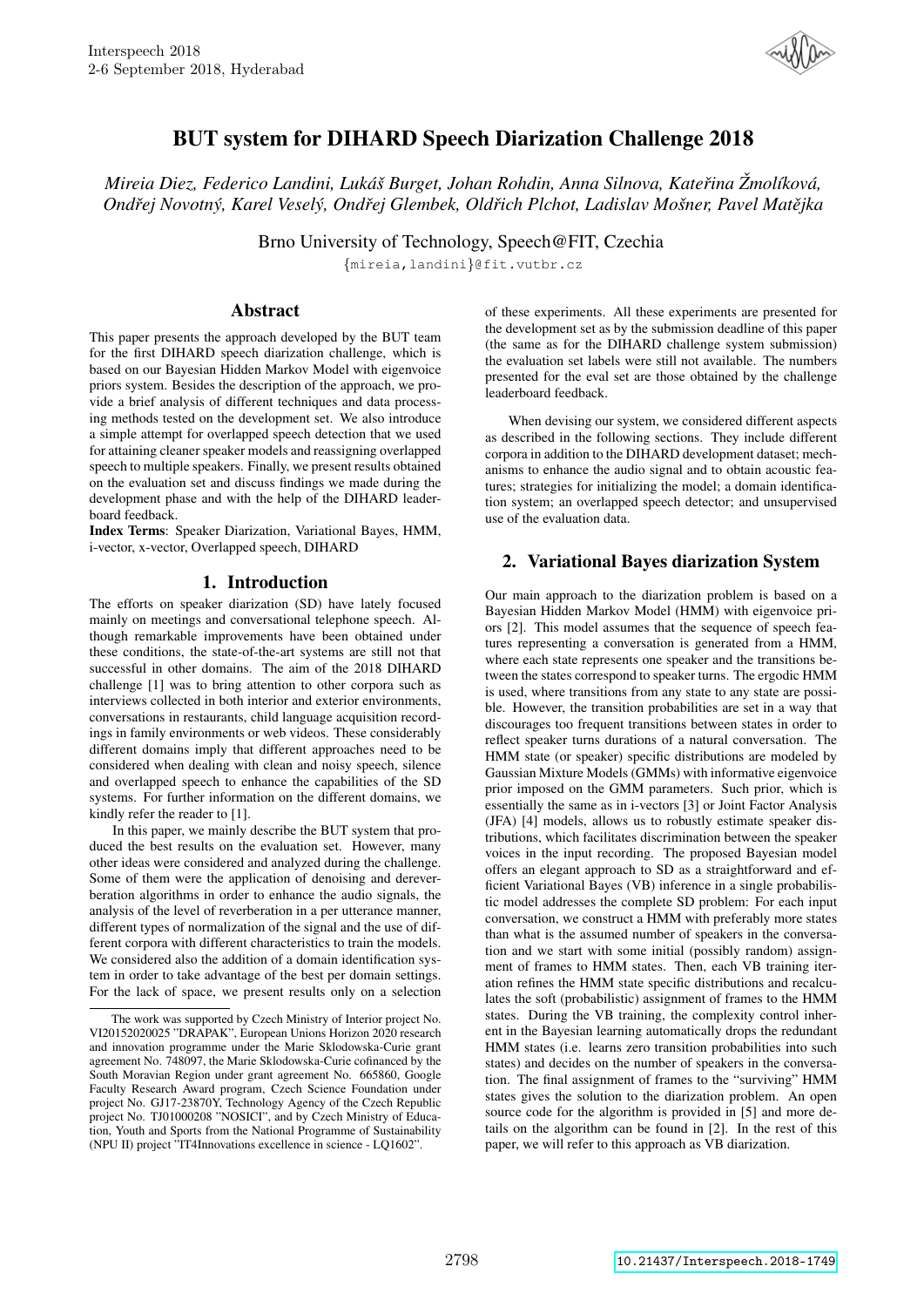# BUT system for DIHARD Speech Diarization Challenge 2018

*Mireia Diez, Federico Landini, Lukáš Burget, Johan Rohdin, Anna Silnova, Kateřina Žmolíková, Ondřej Novotný, Karel Veselý, Ondřej Glembek, Oldřich Plchot, Ladislav Mošner, Pavel Matějka*

Brno University of Technology, Speech@FIT, Czechia

{mireia,landini}@fit.vutbr.cz

## Abstract

This paper presents the approach developed by the BUT team for the first DIHARD speech diarization challenge, which is based on our Bayesian Hidden Markov Model with eigenvoice priors system. Besides the description of the approach, we provide a brief analysis of different techniques and data processing methods tested on the development set. We also introduce a simple attempt for overlapped speech detection that we used for attaining cleaner speaker models and reassigning overlapped speech to multiple speakers. Finally, we present results obtained on the evaluation set and discuss findings we made during the development phase and with the help of the DIHARD leaderboard feedback.

**Index Terms**: Speaker Diarization, Variational Bayes, HMM, i-vector, x-vector, Overlapped speech, DIHARD

## 1. Introduction

The efforts on speaker diarization (SD) have lately focused mainly on meetings and conversational telephone speech. Although remarkable improvements have been obtained under these conditions, the state-of-the-art systems are still not that successful in other domains. The aim of the 2018 DIHARD challenge [1] was to bring attention to other corpora such as interviews collected in both interior and exterior environments, conversations in restaurants, child language acquisition recordings in family environments or web videos. These considerably different domains imply that different approaches need to be considered when dealing with clean and noisy speech, silence and overlapped speech to enhance the capabilities of the SD systems. For further information on the different domains, we kindly refer the reader to [1].

In this paper, we mainly describe the BUT system that produced the best results on the evaluation set. However, many other ideas were considered and analyzed during the challenge. Some of them were the application of denoising and dereverberation algorithms in order to enhance the audio signals, the analysis of the level of reverberation in a per utterance manner, different types of normalization of the signal and the use of different corpora with different characteristics to train the models. We considered also the addition of a domain identification system in order to take advantage of the best per domain settings. For the lack of space, we present results only on a selection of these experiments. All these experiments are presented for the development set as by the submission deadline of this paper (the same as for the DIHARD challenge system submission) the evaluation set labels were still not available. The numbers presented for the eval set are those obtained by the challenge leaderboard feedback.

When devising our system, we considered different aspects as described in the following sections. They include different corpora in addition to the DIHARD development dataset; mechanisms to enhance the audio signal and to obtain acoustic features; strategies for initializing the model; a domain identification system; an overlapped speech detector; and unsupervised use of the evaluation data.

The work was supported by Czech Ministry of Interior project No. VI20152020025 "DRAPAK", European Unions Horizon 2020 research and innovation programme under the Marie Sklodowska-Curie grant agreement No. 748097, the Marie Sklodowska-Curie cofinanced by the South Moravian Region under grant agreement No. 665860, Google Faculty Research Award program, Czech Science Foundation under project No. GJ17-23870Y, Technology Agency of the Czech Republic project No. TJ01000208 "NOSICI", and by Czech Ministry of Education, Youth and Sports from the National Programme of Sustainability (NPU II) project "IT4Innovations excellence in science - LQ1602".

## 2. Variational Bayes diarization System

Our main approach to the diarization problem is based on a Bayesian Hidden Markov Model (HMM) with eigenvoice priors [2]. This model assumes that the sequence of speech features representing a conversation is generated from a HMM, where each state represents one speaker and the transitions between the states correspond to speaker turns. The ergodic HMM is used, where transitions from any state to any state are possible. However, the transition probabilities are set in a way that discourages too frequent transitions between states in order to reflect speaker turns durations of a natural conversation. The HMM state (or speaker) specific distributions are modeled by Gaussian Mixture Models (GMMs) with informative eigenvoice prior imposed on the GMM parameters. Such prior, which is essentially the same as in i-vectors [3] or Joint Factor Analysis (JFA) [4] models, allows us to robustly estimate speaker distributions, which facilitates discrimination between the speaker voices in the input recording. The proposed Bayesian model offers an elegant approach to SD as a straightforward and efficient Variational Bayes (VB) inference in a single probabilistic model addresses the complete SD problem: For each input conversation, we construct a HMM with preferably more states than what is the assumed number of speakers in the conversation and we start with some initial (possibly random) assignment of frames to HMM states. Then, each VB training iteration refines the HMM state specific distributions and recalculates the soft (probabilistic) assignment of frames to the HMM states. During the VB training, the complexity control inherent in the Bayesian learning automatically drops the redundant HMM states (i.e. learns zero transition probabilities into such states) and decides on the number of speakers in the conversation. The final assignment of frames to the "surviving" HMM states gives the solution to the diarization problem. An open source code for the algorithm is provided in [5] and more details on the algorithm can be found in [2]. In the rest of this paper, we will refer to this approach as VB diarization.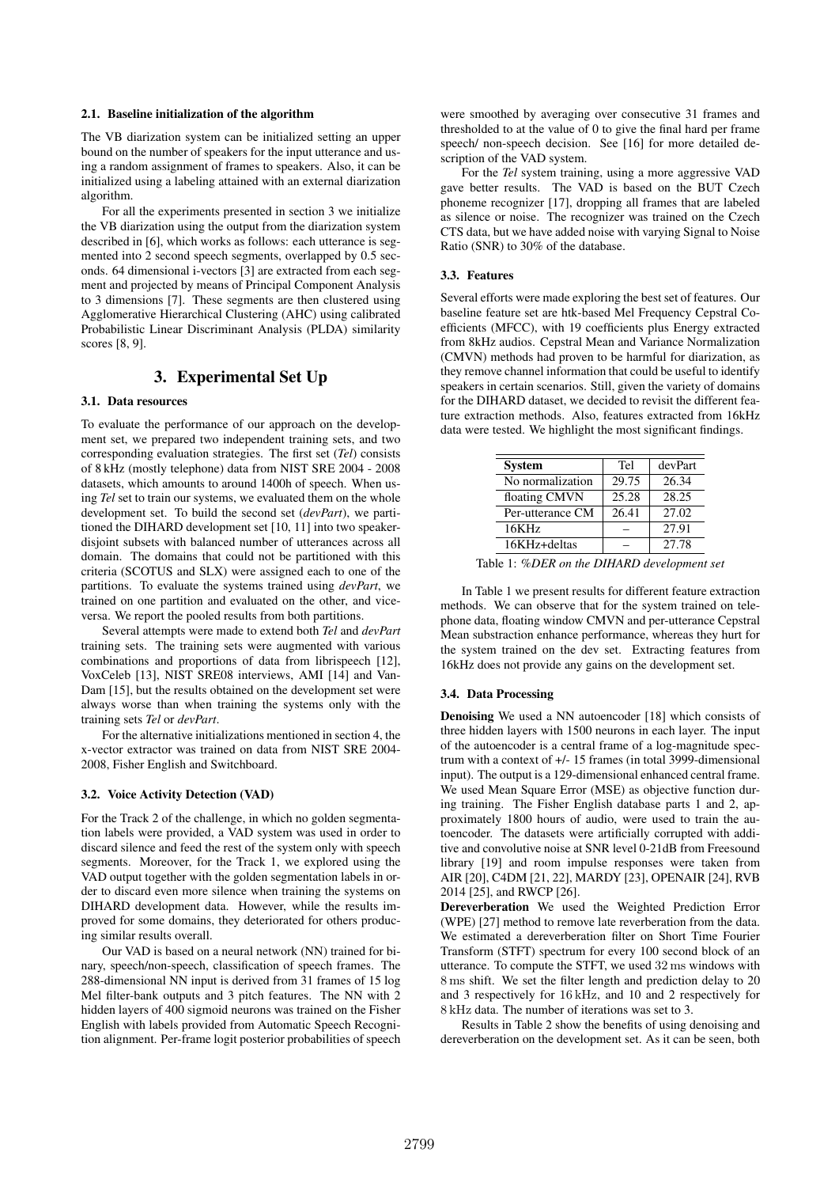### 2.1. Baseline initialization of the algorithm

The VB diarization system can be initialized setting an upper bound on the number of speakers for the input utterance and using a random assignment of frames to speakers. Also, it can be initialized using a labeling attained with an external diarization algorithm.

For all the experiments presented in section 3 we initialize the VB diarization using the output from the diarization system described in [6], which works as follows: each utterance is segmented into 2 second speech segments, overlapped by 0.5 seconds. 64 dimensional i-vectors [3] are extracted from each segment and projected by means of Principal Component Analysis to 3 dimensions [7]. These segments are then clustered using Agglomerative Hierarchical Clustering (AHC) using calibrated Probabilistic Linear Discriminant Analysis (PLDA) similarity scores [8, 9].

## 3. Experimental Set Up

### 3.1. Data resources

To evaluate the performance of our approach on the development set, we prepared two independent training sets, and two corresponding evaluation strategies. The first set (*Tel*) consists of 8 kHz (mostly telephone) data from NIST SRE 2004 - 2008 datasets, which amounts to around 1400h of speech. When using *Tel* set to train our systems, we evaluated them on the whole development set. To build the second set (*devPart*), we partitioned the DIHARD development set [10, 11] into two speaker-disjoint subsets with balanced number of utterances across all domain. The domains that could not be partitioned with this criteria (SCOTUS and SLX) were assigned each to one of the partitions. To evaluate the systems trained using *devPart*, we trained on one partition and evaluated on the other, and vice-versa. We report the pooled results from both partitions.

Several attempts were made to extend both *Tel* and *devPart* training sets. The training sets were augmented with various combinations and proportions of data from librispeech [12], VoxCeleb [13], NIST SRE08 interviews, AMI [14] and Van-Dam [15], but the results obtained on the development set were always worse than when training the systems only with the training sets *Tel* or *devPart*.

For the alternative initializations mentioned in section 4, the x-vector extractor was trained on data from NIST SRE 2004-2008, Fisher English and Switchboard.

### 3.2. Voice Activity Detection (VAD)

For the Track 2 of the challenge, in which no golden segmentation labels were provided, a VAD system was used in order to discard silence and feed the rest of the system only with speech segments. Moreover, for the Track 1, we explored using the VAD output together with the golden segmentation labels in order to discard even more silence when training the systems on DIHARD development data. However, while the results improved for some domains, they deteriorated for others producing similar results overall.

Our VAD is based on a neural network (NN) trained for binary, speech/non-speech, classification of speech frames. The 288-dimensional NN input is derived from 31 frames of 15 log Mel filter-bank outputs and 3 pitch features. The NN with 2 hidden layers of 400 sigmoid neurons was trained on the Fisher English with labels provided from Automatic Speech Recognition alignment. Per-frame logit posterior probabilities of speech were smoothed by averaging over consecutive 31 frames and thresholded to at the value of 0 to give the final hard per frame speech/ non-speech decision. See [16] for more detailed description of the VAD system.

For the *Tel* system training, using a more aggressive VAD gave better results. The VAD is based on the BUT Czech phoneme recognizer [17], dropping all frames that are labeled as silence or noise. The recognizer was trained on the Czech CTS data, but we have added noise with varying Signal to Noise Ratio (SNR) to 30% of the database.

### 3.3. Features

Several efforts were made exploring the best set of features. Our baseline feature set are htk-based Mel Frequency Cepstral Coefficients (MFCC), with 19 coefficients plus Energy extracted from 8kHz audios. Cepstral Mean and Variance Normalization (CMVN) methods had proven to be harmful for diarization, as they remove channel information that could be useful to identify speakers in certain scenarios. Still, given the variety of domains for the DIHARD dataset, we decided to revisit the different feature extraction methods. Also, features extracted from 16kHz data were tested. We highlight the most significant findings.

| System | Tel | devPart |
|---|---|---|
| No normalization | 29.75 | 26.34 |
| floating CMVN | 25.28 | 28.25 |
| Per-utterance CM | 26.41 | 27.02 |
| 16KHz | – | 27.91 |
| 16KHz+deltas | – | 27.78 |

Table 1: *%DER on the DIHARD development set*

In Table 1 we present results for different feature extraction methods. We can observe that for the system trained on telephone data, floating window CMVN and per-utterance Cepstral Mean substraction enhance performance, whereas they hurt for the system trained on the dev set. Extracting features from 16kHz does not provide any gains on the development set.

### 3.4. Data Processing

**Denoising** We used a NN autoencoder [18] which consists of three hidden layers with 1500 neurons in each layer. The input of the autoencoder is a central frame of a log-magnitude spectrum with a context of +/- 15 frames (in total 3999-dimensional input). The output is a 129-dimensional enhanced central frame. We used Mean Square Error (MSE) as objective function during training. The Fisher English database parts 1 and 2, approximately 1800 hours of audio, were used to train the autoencoder. The datasets were artificially corrupted with additive and convolutive noise at SNR level 0-21dB from Freesound library [19] and room impulse responses were taken from AIR [20], C4DM [21, 22], MARDY [23], OPENAIR [24], RVB 2014 [25], and RWCP [26].

**Dereverberation** We used the Weighted Prediction Error (WPE) [27] method to remove late reverberation from the data. We estimated a dereverberation filter on Short Time Fourier Transform (STFT) spectrum for every 100 second block of an utterance. To compute the STFT, we used 32 ms windows with 8 ms shift. We set the filter length and prediction delay to 20 and 3 respectively for 16 kHz, and 10 and 2 respectively for 8 kHz data. The number of iterations was set to 3.

Results in Table 2 show the benefits of using denoising and dereverberation on the development set. As it can be seen, both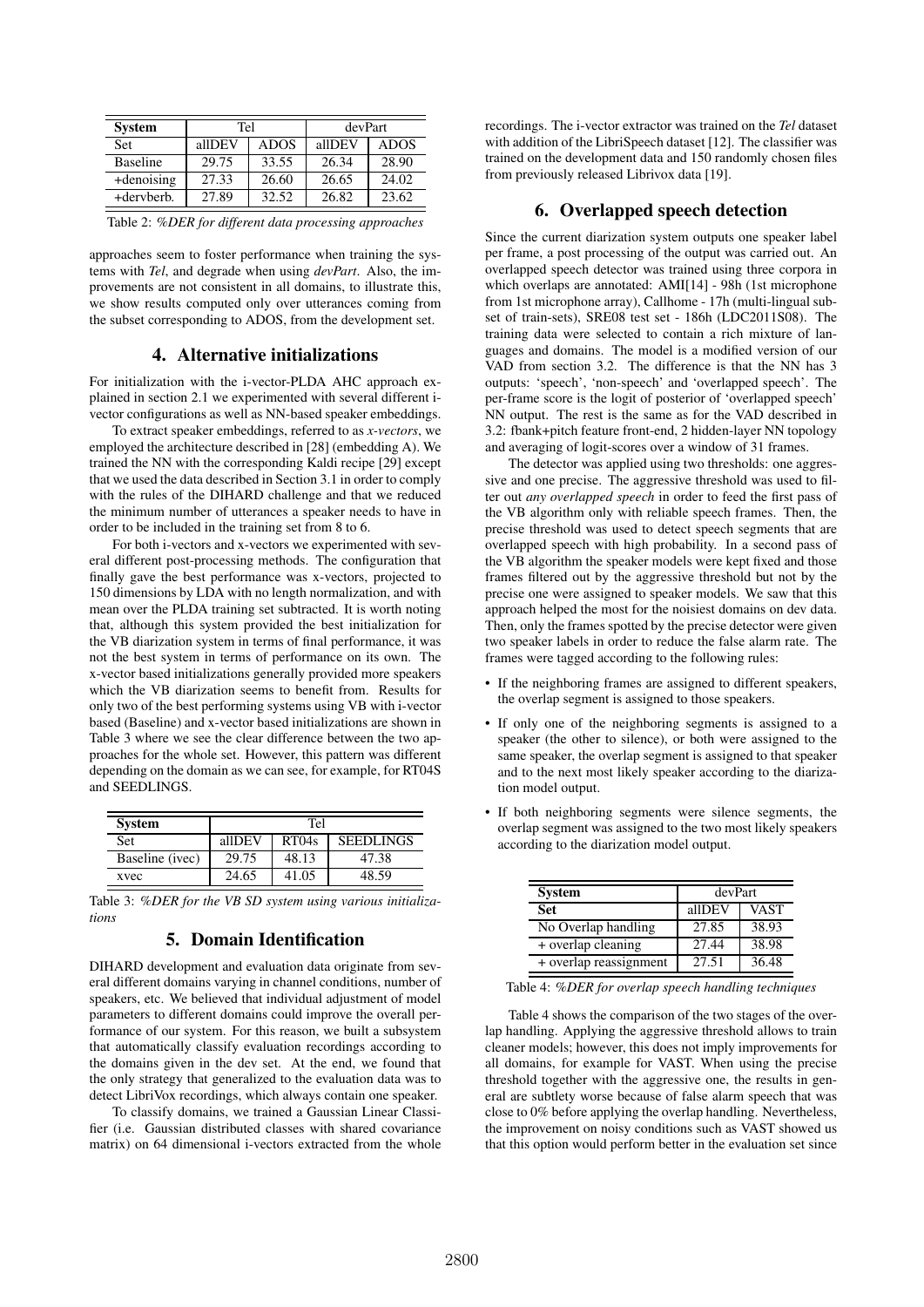| System | Tel | | devPart | |
|---|---|---|---|---|
| Set | allDEV | ADOS | allDEV | ADOS |
| Baseline | 29.75 | 33.55 | 26.34 | 28.90 |
| +denoising | 27.33 | 26.60 | 26.65 | 24.02 |
| +dervberb. | 27.89 | 32.52 | 26.82 | 23.62 |

Table 2: *%DER for different data processing approaches*

approaches seem to foster performance when training the systems with *Tel*, and degrade when using *devPart*. Also, the improvements are not consistent in all domains, to illustrate this, we show results computed only over utterances coming from the subset corresponding to ADOS, from the development set.

## 4. Alternative initializations

For initialization with the i-vector-PLDA AHC approach explained in section 2.1 we experimented with several different i-vector configurations as well as NN-based speaker embeddings.

To extract speaker embeddings, referred to as *x-vectors*, we employed the architecture described in [28] (embedding A). We trained the NN with the corresponding Kaldi recipe [29] except that we used the data described in Section 3.1 in order to comply with the rules of the DIHARD challenge and that we reduced the minimum number of utterances a speaker needs to have in order to be included in the training set from 8 to 6.

For both i-vectors and x-vectors we experimented with several different post-processing methods. The configuration that finally gave the best performance was x-vectors, projected to 150 dimensions by LDA with no length normalization, and with mean over the PLDA training set subtracted. It is worth noting that, although this system provided the best initialization for the VB diarization system in terms of final performance, it was not the best system in terms of performance on its own. The x-vector based initializations generally provided more speakers which the VB diarization seems to benefit from. Results for only two of the best performing systems using VB with i-vector based (Baseline) and x-vector based initializations are shown in Table 3 where we see the clear difference between the two approaches for the whole set. However, this pattern was different depending on the domain as we can see, for example, for RT04S and SEEDLINGS.

| System | Tel | | |
|---|---|---|---|
| Set | allDEV | RT04s | SEEDLINGS |
| Baseline (ivec) | 29.75 | 48.13 | 47.38 |
| xvec | 24.65 | 41.05 | 48.59 |

Table 3: *%DER for the VB SD system using various initializations*

## 5. Domain Identification

DIHARD development and evaluation data originate from several different domains varying in channel conditions, number of speakers, etc. We believed that individual adjustment of model parameters to different domains could improve the overall performance of our system. For this reason, we built a subsystem that automatically classify evaluation recordings according to the domains given in the dev set. At the end, we found that the only strategy that generalized to the evaluation data was to detect LibriVox recordings, which always contain one speaker.

To classify domains, we trained a Gaussian Linear Classifier (i.e. Gaussian distributed classes with shared covariance matrix) on 64 dimensional i-vectors extracted from the whole recordings. The i-vector extractor was trained on the *Tel* dataset with addition of the LibriSpeech dataset [12]. The classifier was trained on the development data and 150 randomly chosen files from previously released Librivox data [19].

## 6. Overlapped speech detection

Since the current diarization system outputs one speaker label per frame, a post processing of the output was carried out. An overlapped speech detector was trained using three corpora in which overlaps are annotated: AMI[14] - 98h (1st microphone from 1st microphone array), Callhome - 17h (multi-lingual subset of train-sets), SRE08 test set - 186h (LDC2011S08). The training data were selected to contain a rich mixture of languages and domains. The model is a modified version of our VAD from section 3.2. The difference is that the NN has 3 outputs: 'speech', 'non-speech' and 'overlapped speech'. The per-frame score is the logit of posterior of 'overlapped speech' NN output. The rest is the same as for the VAD described in 3.2: fbank+pitch feature front-end, 2 hidden-layer NN topology and averaging of logit-scores over a window of 31 frames.

The detector was applied using two thresholds: one aggressive and one precise. The aggressive threshold was used to filter out *any overlapped speech* in order to feed the first pass of the VB algorithm only with reliable speech frames. Then, the precise threshold was used to detect speech segments that are overlapped speech with high probability. In a second pass of the VB algorithm the speaker models were kept fixed and those frames filtered out by the aggressive threshold but not by the precise one were assigned to speaker models. We saw that this approach helped the most for the noisiest domains on dev data. Then, only the frames spotted by the precise detector were given two speaker labels in order to reduce the false alarm rate. The frames were tagged according to the following rules:

- If the neighboring frames are assigned to different speakers, the overlap segment is assigned to those speakers.
- If only one of the neighboring segments is assigned to a speaker (the other to silence), or both were assigned to the same speaker, the overlap segment is assigned to that speaker and to the next most likely speaker according to the diarization model output.
- If both neighboring segments were silence segments, the overlap segment was assigned to the two most likely speakers according to the diarization model output.

| System | devPart | |
|---|---|---|
| Set | allDEV | VAST |
| No Overlap handling | 27.85 | 38.93 |
| + overlap cleaning | 27.44 | 38.98 |
| + overlap reassignment | 27.51 | 36.48 |

Table 4: *%DER for overlap speech handling techniques*

Table 4 shows the comparison of the two stages of the overlap handling. Applying the aggressive threshold allows to train cleaner models; however, this does not imply improvements for all domains, for example for VAST. When using the precise threshold together with the aggressive one, the results in general are subtlety worse because of false alarm speech that was close to 0% before applying the overlap handling. Nevertheless, the improvement on noisy conditions such as VAST showed us that this option would perform better in the evaluation set since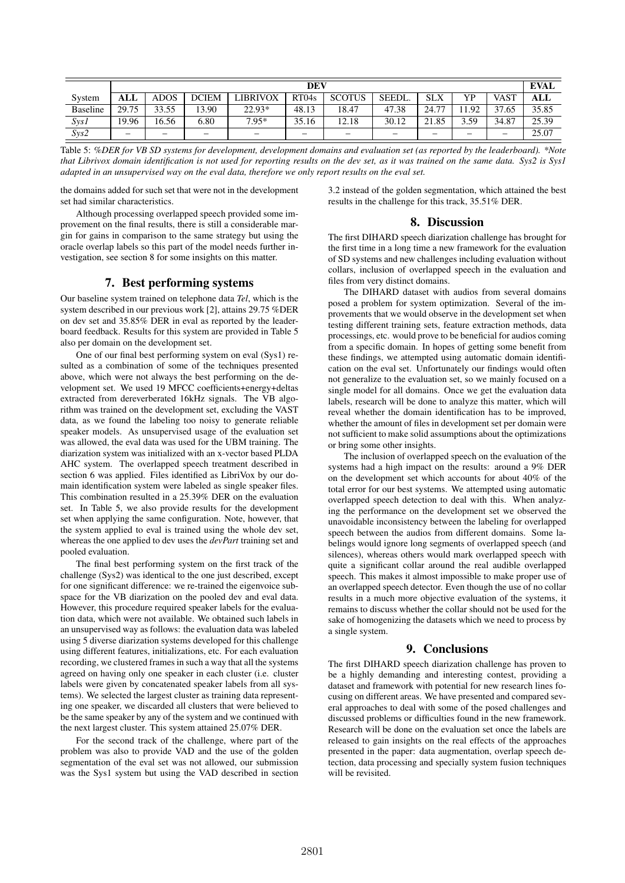| | DEV | | | | | | | | | | EVAL |
|---|---|---|---|---|---|---|---|---|---|---|---|
| System | **ALL** | ADOS | DCIEM | LIBRIVOX | RT04s | SCOTUS | SEEDL. | SLX | YP | VAST | **ALL** |
| Baseline | 29.75 | 33.55 | 13.90 | 22.93* | 48.13 | 18.47 | 47.38 | 24.77 | 11.92 | 37.65 | 35.85 |
| *Sys1* | 19.96 | 16.56 | 6.80 | 7.95* | 35.16 | 12.18 | 30.12 | 21.85 | 3.59 | 34.87 | 25.39 |
| *Sys2* | – | – | – | – | – | – | – | – | – | – | 25.07 |

Table 5: *%DER for VB SD systems for development, development domains and evaluation set (as reported by the leaderboard). \*Note that Librivox domain identification is not used for reporting results on the dev set, as it was trained on the same data. Sys2 is Sys1 adapted in an unsupervised way on the eval data, therefore we only report results on the eval set.*

the domains added for such set that were not in the development set had similar characteristics.

Although processing overlapped speech provided some improvement on the final results, there is still a considerable margin for gains in comparison to the same strategy but using the oracle overlap labels so this part of the model needs further investigation, see section 8 for some insights on this matter.

## 7. Best performing systems

Our baseline system trained on telephone data *Tel*, which is the system described in our previous work [2], attains 29.75 %DER on dev set and 35.85% DER in eval as reported by the leaderboard feedback. Results for this system are provided in Table 5 also per domain on the development set.

One of our final best performing system on eval (Sys1) resulted as a combination of some of the techniques presented above, which were not always the best performing on the development set. We used 19 MFCC coefficients+energy+deltas extracted from dereverberated 16kHz signals. The VB algorithm was trained on the development set, excluding the VAST data, as we found the labeling too noisy to generate reliable speaker models. As unsupervised usage of the evaluation set was allowed, the eval data was used for the UBM training. The diarization system was initialized with an x-vector based PLDA AHC system. The overlapped speech treatment described in section 6 was applied. Files identified as LibriVox by our domain identification system were labeled as single speaker files. This combination resulted in a 25.39% DER on the evaluation set. In Table 5, we also provide results for the development set when applying the same configuration. Note, however, that the system applied to eval is trained using the whole dev set, whereas the one applied to dev uses the *devPart* training set and pooled evaluation.

The final best performing system on the first track of the challenge (Sys2) was identical to the one just described, except for one significant difference: we re-trained the eigenvoice subspace for the VB diarization on the pooled dev and eval data. However, this procedure required speaker labels for the evaluation data, which were not available. We obtained such labels in an unsupervised way as follows: the evaluation data was labeled using 5 diverse diarization systems developed for this challenge using different features, initializations, etc. For each evaluation recording, we clustered frames in such a way that all the systems agreed on having only one speaker in each cluster (i.e. cluster labels were given by concatenated speaker labels from all systems). We selected the largest cluster as training data representing one speaker, we discarded all clusters that were believed to be the same speaker by any of the system and we continued with the next largest cluster. This system attained 25.07% DER.

For the second track of the challenge, where part of the problem was also to provide VAD and the use of the golden segmentation of the eval set was not allowed, our submission was the Sys1 system but using the VAD described in section 3.2 instead of the golden segmentation, which attained the best results in the challenge for this track, 35.51% DER.

## 8. Discussion

The first DIHARD speech diarization challenge has brought for the first time in a long time a new framework for the evaluation of SD systems and new challenges including evaluation without collars, inclusion of overlapped speech in the evaluation and files from very distinct domains.

The DIHARD dataset with audios from several domains posed a problem for system optimization. Several of the improvements that we would observe in the development set when testing different training sets, feature extraction methods, data processings, etc. would prove to be beneficial for audios coming from a specific domain. In hopes of getting some benefit from these findings, we attempted using automatic domain identification on the eval set. Unfortunately our findings would often not generalize to the evaluation set, so we mainly focused on a single model for all domains. Once we get the evaluation data labels, research will be done to analyze this matter, which will reveal whether the domain identification has to be improved, whether the amount of files in development set per domain were not sufficient to make solid assumptions about the optimizations or bring some other insights.

The inclusion of overlapped speech on the evaluation of the systems had a high impact on the results: around a 9% DER on the development set which accounts for about 40% of the total error for our best systems. We attempted using automatic overlapped speech detection to deal with this. When analyzing the performance on the development set we observed the unavoidable inconsistency between the labeling for overlapped speech between the audios from different domains. Some labelings would ignore long segments of overlapped speech (and silences), whereas others would mark overlapped speech with quite a significant collar around the real audible overlapped speech. This makes it almost impossible to make proper use of an overlapped speech detector. Even though the use of no collar results in a much more objective evaluation of the systems, it remains to discuss whether the collar should not be used for the sake of homogenizing the datasets which we need to process by a single system.

## 9. Conclusions

The first DIHARD speech diarization challenge has proven to be a highly demanding and interesting contest, providing a dataset and framework with potential for new research lines focusing on different areas. We have presented and compared several approaches to deal with some of the posed challenges and discussed problems or difficulties found in the new framework. Research will be done on the evaluation set once the labels are released to gain insights on the real effects of the approaches presented in the paper: data augmentation, overlap speech detection, data processing and specially system fusion techniques will be revisited.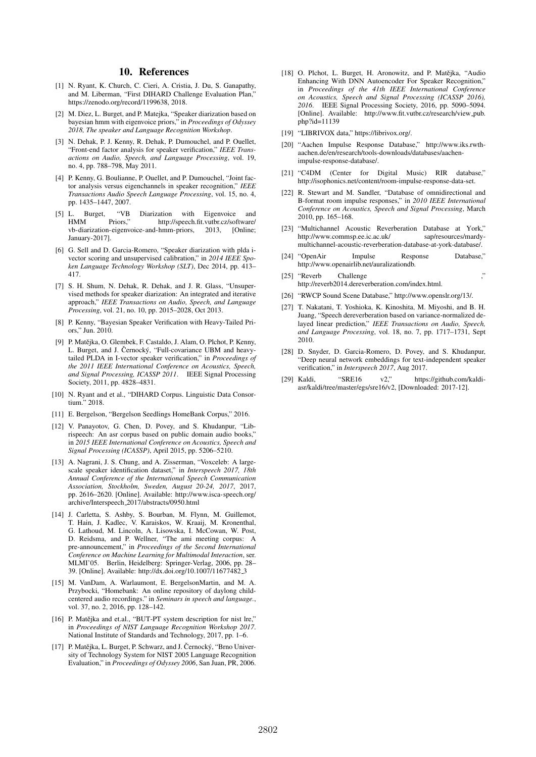## 10. References

[1] N. Ryant, K. Church, C. Cieri, A. Cristia, J. Du, S. Ganapathy, and M. Liberman, "First DIHARD Challenge Evaluation Plan," https://zenodo.org/record/1199638, 2018.

[2] M. Diez, L. Burget, and P. Matejka, "Speaker diarization based on bayesian hmm with eigenvoice priors," in *Proceedings of Odyssey 2018, The speaker and Language Recognition Workshop*.

[3] N. Dehak, P. J. Kenny, R. Dehak, P. Dumouchel, and P. Ouellet, "Front-end factor analysis for speaker verification," *IEEE Transactions on Audio, Speech, and Language Processing*, vol. 19, no. 4, pp. 788–798, May 2011.

[4] P. Kenny, G. Boulianne, P. Ouellet, and P. Dumouchel, "Joint factor analysis versus eigenchannels in speaker recognition," *IEEE Transactions Audio Speech Language Processing*, vol. 15, no. 4, pp. 1435–1447, 2007.

[5] L. Burget, "VB Diarization with Eigenvoice and HMM Priors," http://speech.fit.vutbr.cz/software/vb-diarization-eigenvoice-and-hmm-priors, 2013, [Online; January-2017].

[6] G. Sell and D. Garcia-Romero, "Speaker diarization with plda i-vector scoring and unsupervised calibration," in *2014 IEEE Spoken Language Technology Workshop (SLT)*, Dec 2014, pp. 413–417.

[7] S. H. Shum, N. Dehak, R. Dehak, and J. R. Glass, "Unsupervised methods for speaker diarization: An integrated and iterative approach," *IEEE Transactions on Audio, Speech, and Language Processing*, vol. 21, no. 10, pp. 2015–2028, Oct 2013.

[8] P. Kenny, "Bayesian Speaker Verification with Heavy-Tailed Priors," Jun. 2010.

[9] P. Matějka, O. Glembek, F. Castaldo, J. Alam, O. Plchot, P. Kenny, L. Burget, and J. Černocký, "Full-covariance UBM and heavy-tailed PLDA in I-vector speaker verification," in *Proceedings of the 2011 IEEE International Conference on Acoustics, Speech, and Signal Processing, ICASSP 2011*. IEEE Signal Processing Society, 2011, pp. 4828–4831.

[10] N. Ryant and et al., "DIHARD Corpus. Linguistic Data Consortium." 2018.

[11] E. Bergelson, "Bergelson Seedlings HomeBank Corpus," 2016.

[12] V. Panayotov, G. Chen, D. Povey, and S. Khudanpur, "Librispeech: An asr corpus based on public domain audio books," in *2015 IEEE International Conference on Acoustics, Speech and Signal Processing (ICASSP)*, April 2015, pp. 5206–5210.

[13] A. Nagrani, J. S. Chung, and A. Zisserman, "Voxceleb: A large-scale speaker identification dataset," in *Interspeech 2017, 18th Annual Conference of the International Speech Communication Association, Stockholm, Sweden, August 20-24, 2017*, 2017, pp. 2616–2620. [Online]. Available: http://www.isca-speech.org/archive/Interspeech_2017/abstracts/0950.html

[14] J. Carletta, S. Ashby, S. Bourban, M. Flynn, M. Guillemot, T. Hain, J. Kadlec, V. Karaiskos, W. Kraaij, M. Kronenthal, G. Lathoud, M. Lincoln, A. Lisowska, I. McCowan, W. Post, D. Reidsma, and P. Wellner, "The ami meeting corpus: A pre-announcement," in *Proceedings of the Second International Conference on Machine Learning for Multimodal Interaction*, ser. MLMI'05. Berlin, Heidelberg: Springer-Verlag, 2006, pp. 28–39. [Online]. Available: http://dx.doi.org/10.1007/11677482_3

[15] M. VanDam, A. Warlaumont, E. BergelsonMartin, and M. A. Przybocki, "Homebank: An online repository of daylong child-centered audio recordings." in *Seminars in speech and language.*, vol. 37, no. 2, 2016, pp. 128–142.

[16] P. Matějka and et.al., "BUT-PT system description for nist lre," in *Proceedings of NIST Language Recognition Workshop 2017*. National Institute of Standards and Technology, 2017, pp. 1–6.

[17] P. Matějka, L. Burget, P. Schwarz, and J. Černocký, "Brno University of Technology System for NIST 2005 Language Recognition Evaluation," in *Proceedings of Odyssey 2006*, San Juan, PR, 2006.

[18] O. Plchot, L. Burget, H. Aronowitz, and P. Matějka, "Audio Enhancing With DNN Autoencoder For Speaker Recognition," in *Proceedings of the 41th IEEE International Conference on Acoustics, Speech and Signal Processing (ICASSP 2016), 2016*. IEEE Signal Processing Society, 2016, pp. 5090–5094. [Online]. Available: http://www.fit.vutbr.cz/research/view_pub.php?id=11139

[19] "LIBRIVOX data," https://librivox.org/.

[20] "Aachen Impulse Response Database," http://www.iks.rwth-aachen.de/en/research/tools-downloads/databases/aachen-impulse-response-database/.

[21] "C4DM (Center for Digital Music) RIR database," http://isophonics.net/content/room-impulse-response-data-set.

[22] R. Stewart and M. Sandler, "Database of omnidirectional and B-format room impulse responses," in *2010 IEEE International Conference on Acoustics, Speech and Signal Processing*, March 2010, pp. 165–168.

[23] "Multichannel Acoustic Reverberation Database at York," http://www.commsp.ee.ic.ac.uk/ sap/resources/mardy-multichannel-acoustic-reverberation-database-at-york-database/.

[24] "OpenAir Impulse Response Database," http://www.openairlib.net/auralizationdb.

[25] "Reverb Challenge ," http://reverb2014.dereverberation.com/index.html.

[26] "RWCP Sound Scene Database," http://www.openslr.org/13/.

[27] T. Nakatani, T. Yoshioka, K. Kinoshita, M. Miyoshi, and B. H. Juang, "Speech dereverberation based on variance-normalized delayed linear prediction," *IEEE Transactions on Audio, Speech, and Language Processing*, vol. 18, no. 7, pp. 1717–1731, Sept 2010.

[28] D. Snyder, D. Garcia-Romero, D. Povey, and S. Khudanpur, "Deep neural network embeddings for text-independent speaker verification," in *Interspeech 2017*, Aug 2017.

[29] Kaldi, "SRE16 v2," https://github.com/kaldi-asr/kaldi/tree/master/egs/sre16/v2, [Downloaded: 2017-12].